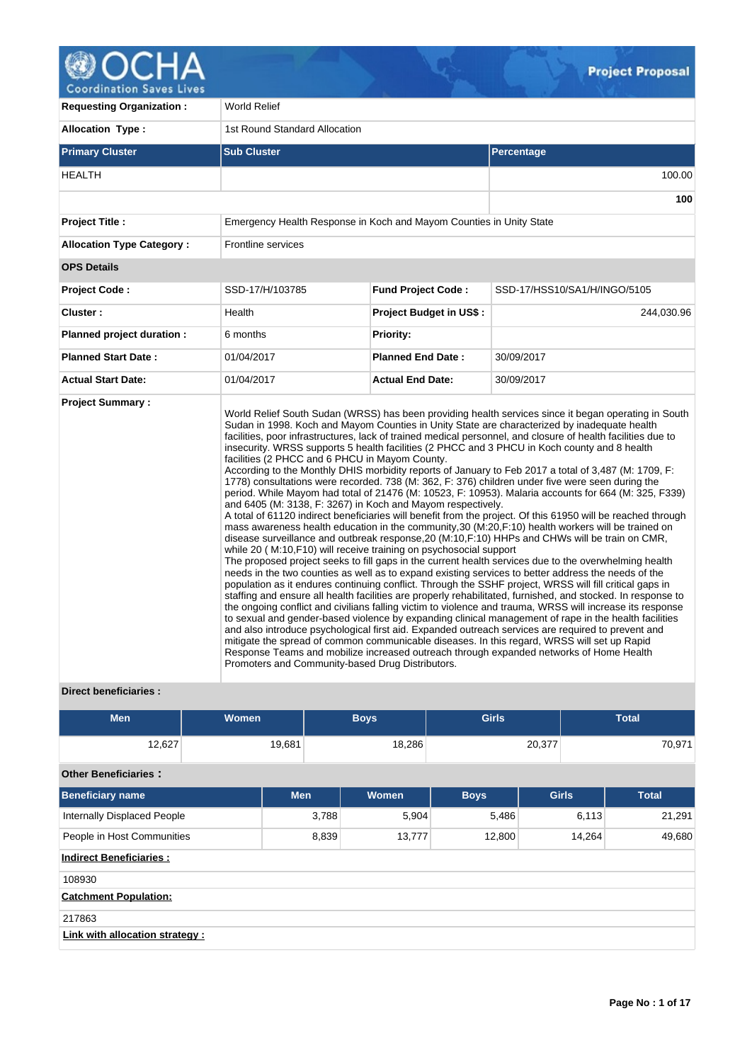# Project Proposal

| | | | |
|---|---|---|---|
| **Requesting Organization :** | World Relief | | |
| **Allocation Type :** | 1st Round Standard Allocation | | |

| **Primary Cluster** | **Sub Cluster** | **Percentage** |
|---|---|---|
| HEALTH | | 100.00 |
| | | **100** |

| | | | |
|---|---|---|---|
| **Project Title :** | Emergency Health Response in Koch and Mayom Counties in Unity State | | |
| **Allocation Type Category :** | Frontline services | | |
| **OPS Details** | | | |
| **Project Code :** | SSD-17/H/103785 | **Fund Project Code :** | SSD-17/HSS10/SA1/H/INGO/5105 |
| **Cluster :** | Health | **Project Budget in US$ :** | 244,030.96 |
| **Planned project duration :** | 6 months | **Priority:** | |
| **Planned Start Date :** | 01/04/2017 | **Planned End Date :** | 30/09/2017 |
| **Actual Start Date:** | 01/04/2017 | **Actual End Date:** | 30/09/2017 |

**Project Summary :**

World Relief South Sudan (WRSS) has been providing health services since it began operating in South Sudan in 1998. Koch and Mayom Counties in Unity State are characterized by inadequate health facilities, poor infrastructures, lack of trained medical personnel, and closure of health facilities due to insecurity. WRSS supports 5 health facilities (2 PHCC and 3 PHCU in Koch county and 8 health facilities (2 PHCC and 6 PHCU in Mayom County.
According to the Monthly DHIS morbidity reports of January to Feb 2017 a total of 3,487 (M: 1709, F: 1778) consultations were recorded. 738 (M: 362, F: 376) children under five were seen during the period. While Mayom had total of 21476 (M: 10523, F: 10953). Malaria accounts for 664 (M: 325, F339) and 6405 (M: 3138, F: 3267) in Koch and Mayom respectively.
A total of 61120 indirect beneficiaries will benefit from the project. Of this 61950 will be reached through mass awareness health education in the community,30 (M:20,F:10) health workers will be trained on disease surveillance and outbreak response,20 (M:10,F:10) HHPs and CHWs will be train on CMR, while 20 ( M:10,F10) will receive training on psychosocial support
The proposed project seeks to fill gaps in the current health services due to the overwhelming health needs in the two counties as well as to expand existing services to better address the needs of the population as it endures continuing conflict. Through the SSHF project, WRSS will fill critical gaps in staffing and ensure all health facilities are properly rehabilitated, furnished, and stocked. In response to the ongoing conflict and civilians falling victim to violence and trauma, WRSS will increase its response to sexual and gender-based violence by expanding clinical management of rape in the health facilities and also introduce psychological first aid. Expanded outreach services are required to prevent and mitigate the spread of common communicable diseases. In this regard, WRSS will set up Rapid Response Teams and mobilize increased outreach through expanded networks of Home Health Promoters and Community-based Drug Distributors.

**Direct beneficiaries :**

| Men | Women | Boys | Girls | Total |
|---|---|---|---|---|
| 12,627 | 19,681 | 18,286 | 20,377 | 70,971 |

**Other Beneficiaries :**

| Beneficiary name | Men | Women | Boys | Girls | Total |
|---|---|---|---|---|---|
| Internally Displaced People | 3,788 | 5,904 | 5,486 | 6,113 | 21,291 |
| People in Host Communities | 8,839 | 13,777 | 12,800 | 14,264 | 49,680 |

**Indirect Beneficiaries :**

108930

**Catchment Population:**

217863

**Link with allocation strategy :**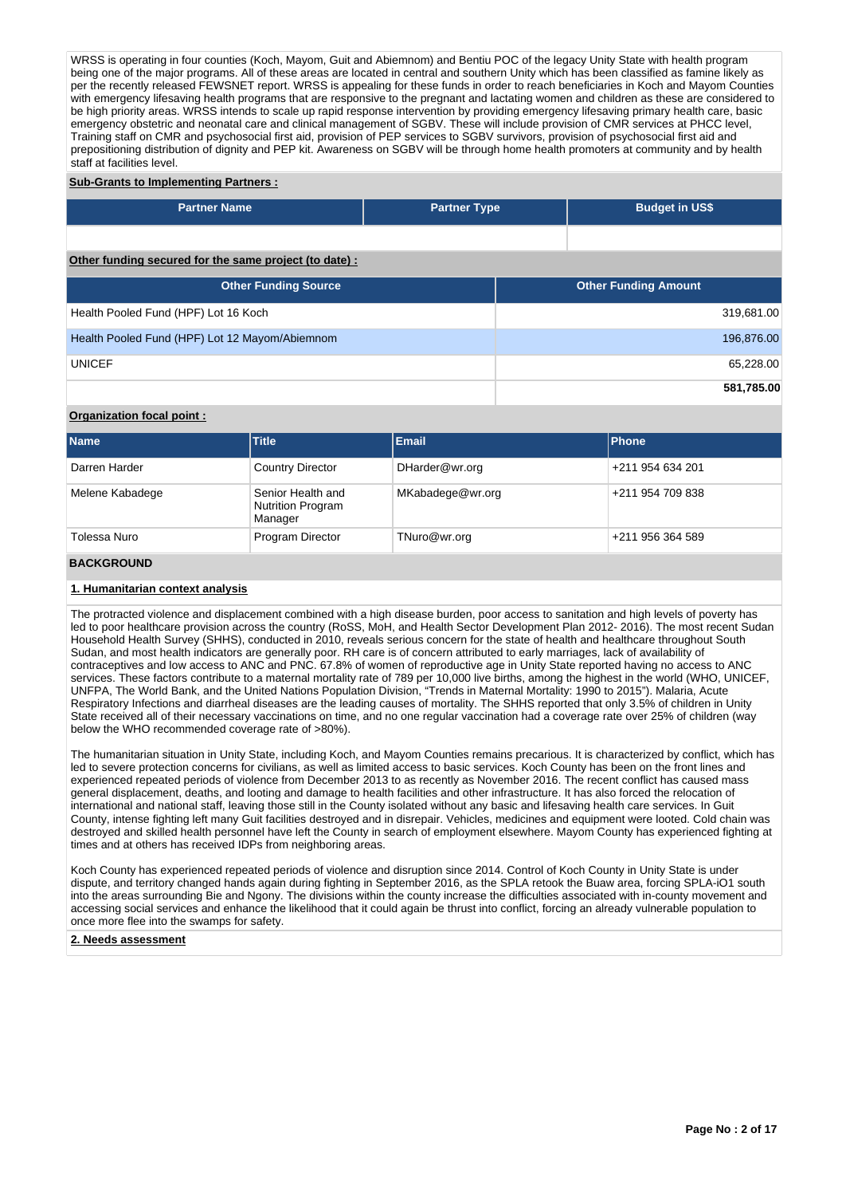WRSS is operating in four counties (Koch, Mayom, Guit and Abiemnom) and Bentiu POC of the legacy Unity State with health program being one of the major programs. All of these areas are located in central and southern Unity which has been classified as famine likely as per the recently released FEWSNET report. WRSS is appealing for these funds in order to reach beneficiaries in Koch and Mayom Counties with emergency lifesaving health programs that are responsive to the pregnant and lactating women and children as these are considered to be high priority areas. WRSS intends to scale up rapid response intervention by providing emergency lifesaving primary health care, basic emergency obstetric and neonatal care and clinical management of SGBV. These will include provision of CMR services at PHCC level, Training staff on CMR and psychosocial first aid, provision of PEP services to SGBV survivors, provision of psychosocial first aid and prepositioning distribution of dignity and PEP kit. Awareness on SGBV will be through home health promoters at community and by health staff at facilities level.

**Sub-Grants to Implementing Partners :**

| Partner Name | Partner Type | Budget in US$ |
|---|---|---|
| | | |

**Other funding secured for the same project (to date) :**

| Other Funding Source | Other Funding Amount |
|---|---|
| Health Pooled Fund (HPF) Lot 16 Koch | 319,681.00 |
| Health Pooled Fund (HPF) Lot 12 Mayom/Abiemnom | 196,876.00 |
| UNICEF | 65,228.00 |
| | **581,785.00** |

**Organization focal point :**

| Name | Title | Email | Phone |
|---|---|---|---|
| Darren Harder | Country Director | DHarder@wr.org | +211 954 634 201 |
| Melene Kabadege | Senior Health and Nutrition Program Manager | MKabadege@wr.org | +211 954 709 838 |
| Tolessa Nuro | Program Director | TNuro@wr.org | +211 956 364 589 |

## BACKGROUND

### 1. Humanitarian context analysis

The protracted violence and displacement combined with a high disease burden, poor access to sanitation and high levels of poverty has led to poor healthcare provision across the country (RoSS, MoH, and Health Sector Development Plan 2012- 2016). The most recent Sudan Household Health Survey (SHHS), conducted in 2010, reveals serious concern for the state of health and healthcare throughout South Sudan, and most health indicators are generally poor. RH care is of concern attributed to early marriages, lack of availability of contraceptives and low access to ANC and PNC. 67.8% of women of reproductive age in Unity State reported having no access to ANC services. These factors contribute to a maternal mortality rate of 789 per 10,000 live births, among the highest in the world (WHO, UNICEF, UNFPA, The World Bank, and the United Nations Population Division, "Trends in Maternal Mortality: 1990 to 2015"). Malaria, Acute Respiratory Infections and diarrheal diseases are the leading causes of mortality. The SHHS reported that only 3.5% of children in Unity State received all of their necessary vaccinations on time, and no one regular vaccination had a coverage rate over 25% of children (way below the WHO recommended coverage rate of >80%).

The humanitarian situation in Unity State, including Koch, and Mayom Counties remains precarious. It is characterized by conflict, which has led to severe protection concerns for civilians, as well as limited access to basic services. Koch County has been on the front lines and experienced repeated periods of violence from December 2013 to as recently as November 2016. The recent conflict has caused mass general displacement, deaths, and looting and damage to health facilities and other infrastructure. It has also forced the relocation of international and national staff, leaving those still in the County isolated without any basic and lifesaving health care services. In Guit County, intense fighting left many Guit facilities destroyed and in disrepair. Vehicles, medicines and equipment were looted. Cold chain was destroyed and skilled health personnel have left the County in search of employment elsewhere. Mayom County has experienced fighting at times and at others has received IDPs from neighboring areas.

Koch County has experienced repeated periods of violence and disruption since 2014. Control of Koch County in Unity State is under dispute, and territory changed hands again during fighting in September 2016, as the SPLA retook the Buaw area, forcing SPLA-iO1 south into the areas surrounding Bie and Ngony. The divisions within the county increase the difficulties associated with in-county movement and accessing social services and enhance the likelihood that it could again be thrust into conflict, forcing an already vulnerable population to once more flee into the swamps for safety.

### 2. Needs assessment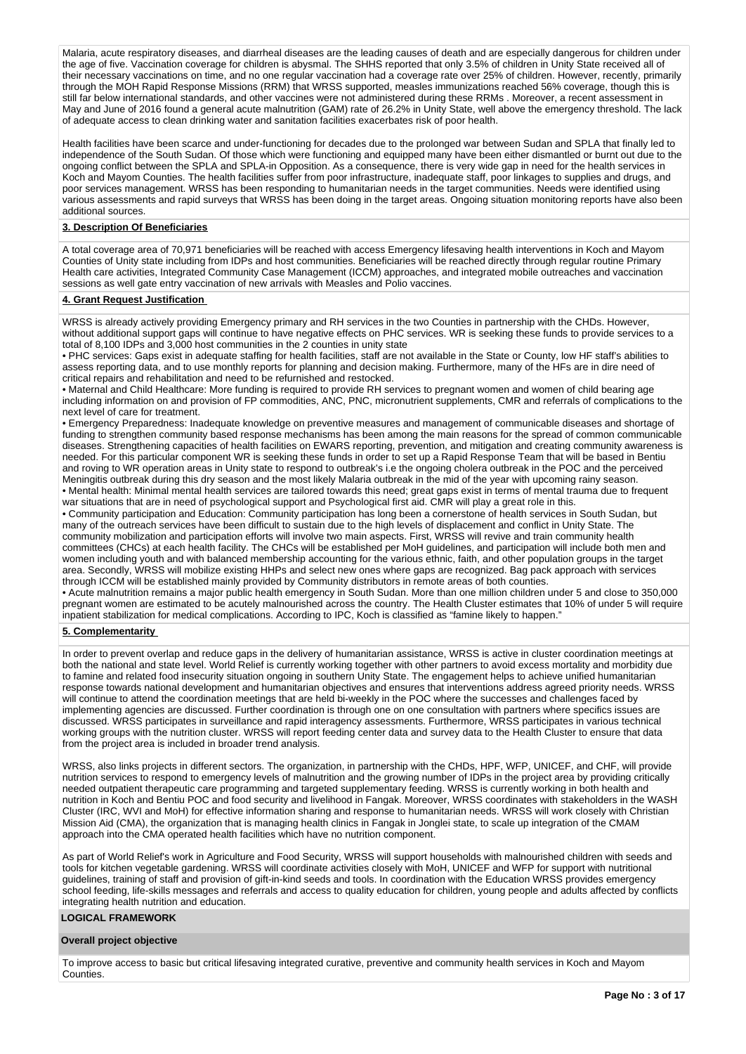Malaria, acute respiratory diseases, and diarrheal diseases are the leading causes of death and are especially dangerous for children under the age of five. Vaccination coverage for children is abysmal. The SHHS reported that only 3.5% of children in Unity State received all of their necessary vaccinations on time, and no one regular vaccination had a coverage rate over 25% of children. However, recently, primarily through the MOH Rapid Response Missions (RRM) that WRSS supported, measles immunizations reached 56% coverage, though this is still far below international standards, and other vaccines were not administered during these RRMs . Moreover, a recent assessment in May and June of 2016 found a general acute malnutrition (GAM) rate of 26.2% in Unity State, well above the emergency threshold. The lack of adequate access to clean drinking water and sanitation facilities exacerbates risk of poor health.

Health facilities have been scarce and under-functioning for decades due to the prolonged war between Sudan and SPLA that finally led to independence of the South Sudan. Of those which were functioning and equipped many have been either dismantled or burnt out due to the ongoing conflict between the SPLA and SPLA-in Opposition. As a consequence, there is very wide gap in need for the health services in Koch and Mayom Counties. The health facilities suffer from poor infrastructure, inadequate staff, poor linkages to supplies and drugs, and poor services management. WRSS has been responding to humanitarian needs in the target communities. Needs were identified using various assessments and rapid surveys that WRSS has been doing in the target areas. Ongoing situation monitoring reports have also been additional sources.

**3. Description Of Beneficiaries**

A total coverage area of 70,971 beneficiaries will be reached with access Emergency lifesaving health interventions in Koch and Mayom Counties of Unity state including from IDPs and host communities. Beneficiaries will be reached directly through regular routine Primary Health care activities, Integrated Community Case Management (ICCM) approaches, and integrated mobile outreaches and vaccination sessions as well gate entry vaccination of new arrivals with Measles and Polio vaccines.

**4. Grant Request Justification**

WRSS is already actively providing Emergency primary and RH services in the two Counties in partnership with the CHDs. However, without additional support gaps will continue to have negative effects on PHC services. WR is seeking these funds to provide services to a total of 8,100 IDPs and 3,000 host communities in the 2 counties in unity state

• PHC services: Gaps exist in adequate staffing for health facilities, staff are not available in the State or County, low HF staff's abilities to assess reporting data, and to use monthly reports for planning and decision making. Furthermore, many of the HFs are in dire need of critical repairs and rehabilitation and need to be refurnished and restocked.

• Maternal and Child Healthcare: More funding is required to provide RH services to pregnant women and women of child bearing age including information on and provision of FP commodities, ANC, PNC, micronutrient supplements, CMR and referrals of complications to the next level of care for treatment.

• Emergency Preparedness: Inadequate knowledge on preventive measures and management of communicable diseases and shortage of funding to strengthen community based response mechanisms has been among the main reasons for the spread of common communicable diseases. Strengthening capacities of health facilities on EWARS reporting, prevention, and mitigation and creating community awareness is needed. For this particular component WR is seeking these funds in order to set up a Rapid Response Team that will be based in Bentiu and roving to WR operation areas in Unity state to respond to outbreak's i.e the ongoing cholera outbreak in the POC and the perceived Meningitis outbreak during this dry season and the most likely Malaria outbreak in the mid of the year with upcoming rainy season.

• Mental health: Minimal mental health services are tailored towards this need; great gaps exist in terms of mental trauma due to frequent war situations that are in need of psychological support and Psychological first aid. CMR will play a great role in this.

• Community participation and Education: Community participation has long been a cornerstone of health services in South Sudan, but many of the outreach services have been difficult to sustain due to the high levels of displacement and conflict in Unity State. The community mobilization and participation efforts will involve two main aspects. First, WRSS will revive and train community health committees (CHCs) at each health facility. The CHCs will be established per MoH guidelines, and participation will include both men and women including youth and with balanced membership accounting for the various ethnic, faith, and other population groups in the target area. Secondly, WRSS will mobilize existing HHPs and select new ones where gaps are recognized. Bag pack approach with services through ICCM will be established mainly provided by Community distributors in remote areas of both counties.

• Acute malnutrition remains a major public health emergency in South Sudan. More than one million children under 5 and close to 350,000 pregnant women are estimated to be acutely malnourished across the country. The Health Cluster estimates that 10% of under 5 will require inpatient stabilization for medical complications. According to IPC, Koch is classified as "famine likely to happen."

**5. Complementarity**

In order to prevent overlap and reduce gaps in the delivery of humanitarian assistance, WRSS is active in cluster coordination meetings at both the national and state level. World Relief is currently working together with other partners to avoid excess mortality and morbidity due to famine and related food insecurity situation ongoing in southern Unity State. The engagement helps to achieve unified humanitarian response towards national development and humanitarian objectives and ensures that interventions address agreed priority needs. WRSS will continue to attend the coordination meetings that are held bi-weekly in the POC where the successes and challenges faced by implementing agencies are discussed. Further coordination is through one on one consultation with partners where specifics issues are discussed. WRSS participates in surveillance and rapid interagency assessments. Furthermore, WRSS participates in various technical working groups with the nutrition cluster. WRSS will report feeding center data and survey data to the Health Cluster to ensure that data from the project area is included in broader trend analysis.

WRSS, also links projects in different sectors. The organization, in partnership with the CHDs, HPF, WFP, UNICEF, and CHF, will provide nutrition services to respond to emergency levels of malnutrition and the growing number of IDPs in the project area by providing critically needed outpatient therapeutic care programming and targeted supplementary feeding. WRSS is currently working in both health and nutrition in Koch and Bentiu POC and food security and livelihood in Fangak. Moreover, WRSS coordinates with stakeholders in the WASH Cluster (IRC, WVI and MoH) for effective information sharing and response to humanitarian needs. WRSS will work closely with Christian Mission Aid (CMA), the organization that is managing health clinics in Fangak in Jonglei state, to scale up integration of the CMAM approach into the CMA operated health facilities which have no nutrition component.

As part of World Relief's work in Agriculture and Food Security, WRSS will support households with malnourished children with seeds and tools for kitchen vegetable gardening. WRSS will coordinate activities closely with MoH, UNICEF and WFP for support with nutritional guidelines, training of staff and provision of gift-in-kind seeds and tools. In coordination with the Education WRSS provides emergency school feeding, life-skills messages and referrals and access to quality education for children, young people and adults affected by conflicts integrating health nutrition and education.

**LOGICAL FRAMEWORK**

**Overall project objective**

To improve access to basic but critical lifesaving integrated curative, preventive and community health services in Koch and Mayom Counties.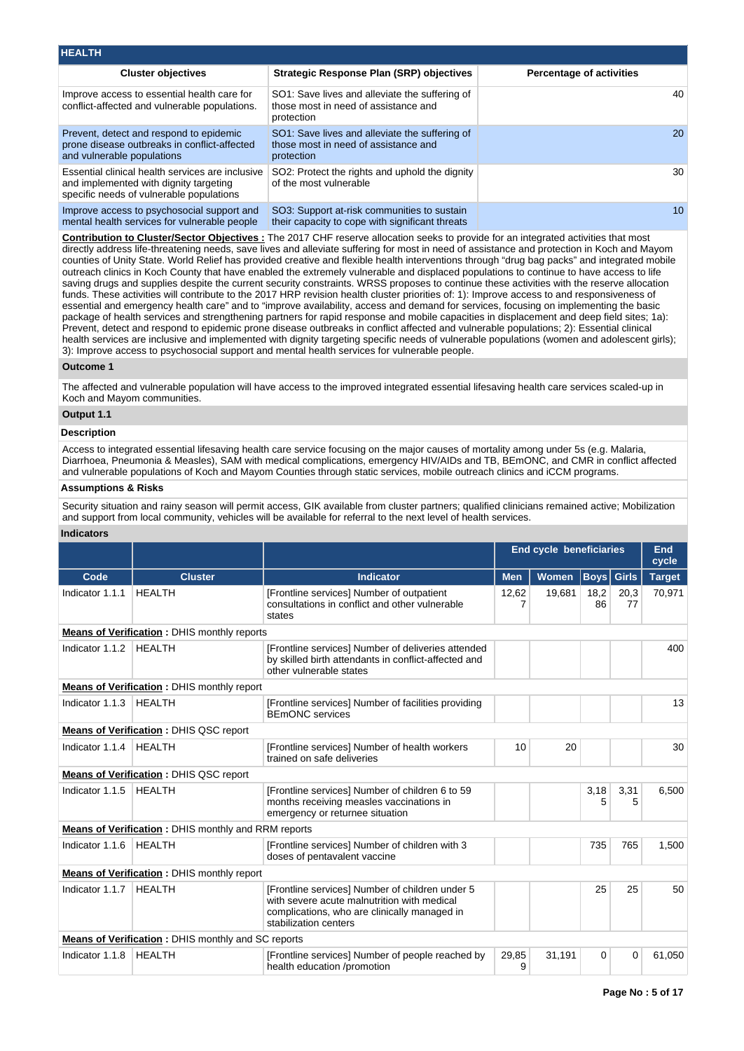## HEALTH

| Cluster objectives | Strategic Response Plan (SRP) objectives | Percentage of activities |
|---|---|---|
| Improve access to essential health care for conflict-affected and vulnerable populations. | SO1: Save lives and alleviate the suffering of those most in need of assistance and protection | 40 |
| Prevent, detect and respond to epidemic prone disease outbreaks in conflict-affected and vulnerable populations | SO1: Save lives and alleviate the suffering of those most in need of assistance and protection | 20 |
| Essential clinical health services are inclusive and implemented with dignity targeting specific needs of vulnerable populations | SO2: Protect the rights and uphold the dignity of the most vulnerable | 30 |
| Improve access to psychosocial support and mental health services for vulnerable people | SO3: Support at-risk communities to sustain their capacity to cope with significant threats | 10 |

**Contribution to Cluster/Sector Objectives :** The 2017 CHF reserve allocation seeks to provide for an integrated activities that most directly address life-threatening needs, save lives and alleviate suffering for most in need of assistance and protection in Koch and Mayom counties of Unity State. World Relief has provided creative and flexible health interventions through "drug bag packs" and integrated mobile outreach clinics in Koch County that have enabled the extremely vulnerable and displaced populations to continue to have access to life saving drugs and supplies despite the current security constraints. WRSS proposes to continue these activities with the reserve allocation funds. These activities will contribute to the 2017 HRP revision health cluster priorities of: 1): Improve access to and responsiveness of essential and emergency health care" and to "improve availability, access and demand for services, focusing on implementing the basic package of health services and strengthening partners for rapid response and mobile capacities in displacement and deep field sites; 1a): Prevent, detect and respond to epidemic prone disease outbreaks in conflict affected and vulnerable populations; 2): Essential clinical health services are inclusive and implemented with dignity targeting specific needs of vulnerable populations (women and adolescent girls); 3): Improve access to psychosocial support and mental health services for vulnerable people.

### Outcome 1

The affected and vulnerable population will have access to the improved integrated essential lifesaving health care services scaled-up in Koch and Mayom communities.

### Output 1.1

**Description**

Access to integrated essential lifesaving health care service focusing on the major causes of mortality among under 5s (e.g. Malaria, Diarrhoea, Pneumonia & Measles), SAM with medical complications, emergency HIV/AIDs and TB, BEmONC, and CMR in conflict affected and vulnerable populations of Koch and Mayom Counties through static services, mobile outreach clinics and iCCM programs.

**Assumptions & Risks**

Security situation and rainy season will permit access, GIK available from cluster partners; qualified clinicians remained active; Mobilization and support from local community, vehicles will be available for referral to the next level of health services.

**Indicators**

| | | | End cycle beneficiaries | | | | End cycle |
|---|---|---|---|---|---|---|---|
| Code | Cluster | Indicator | Men | Women | Boys | Girls | Target |
| Indicator 1.1.1 | HEALTH | [Frontline services] Number of outpatient consultations in conflict and other vulnerable states | 12,627 | 19,681 | 18,286 | 20,377 | 70,971 |
| **Means of Verification** : DHIS monthly reports | | | | | | | |
| Indicator 1.1.2 | HEALTH | [Frontline services] Number of deliveries attended by skilled birth attendants in conflict-affected and other vulnerable states | | | | | 400 |
| **Means of Verification** : DHIS monthly report | | | | | | | |
| Indicator 1.1.3 | HEALTH | [Frontline services] Number of facilities providing BEmONC services | | | | | 13 |
| **Means of Verification** : DHIS QSC report | | | | | | | |
| Indicator 1.1.4 | HEALTH | [Frontline services] Number of health workers trained on safe deliveries | 10 | 20 | | | 30 |
| **Means of Verification** : DHIS QSC report | | | | | | | |
| Indicator 1.1.5 | HEALTH | [Frontline services] Number of children 6 to 59 months receiving measles vaccinations in emergency or returnee situation | | | 3,185 | 3,315 | 6,500 |
| **Means of Verification** : DHIS monthly and RRM reports | | | | | | | |
| Indicator 1.1.6 | HEALTH | [Frontline services] Number of children with 3 doses of pentavalent vaccine | | | 735 | 765 | 1,500 |
| **Means of Verification** : DHIS monthly report | | | | | | | |
| Indicator 1.1.7 | HEALTH | [Frontline services] Number of children under 5 with severe acute malnutrition with medical complications, who are clinically managed in stabilization centers | | | 25 | 25 | 50 |
| **Means of Verification** : DHIS monthly and SC reports | | | | | | | |
| Indicator 1.1.8 | HEALTH | [Frontline services] Number of people reached by health education /promotion | 29,859 | 31,191 | 0 | 0 | 61,050 |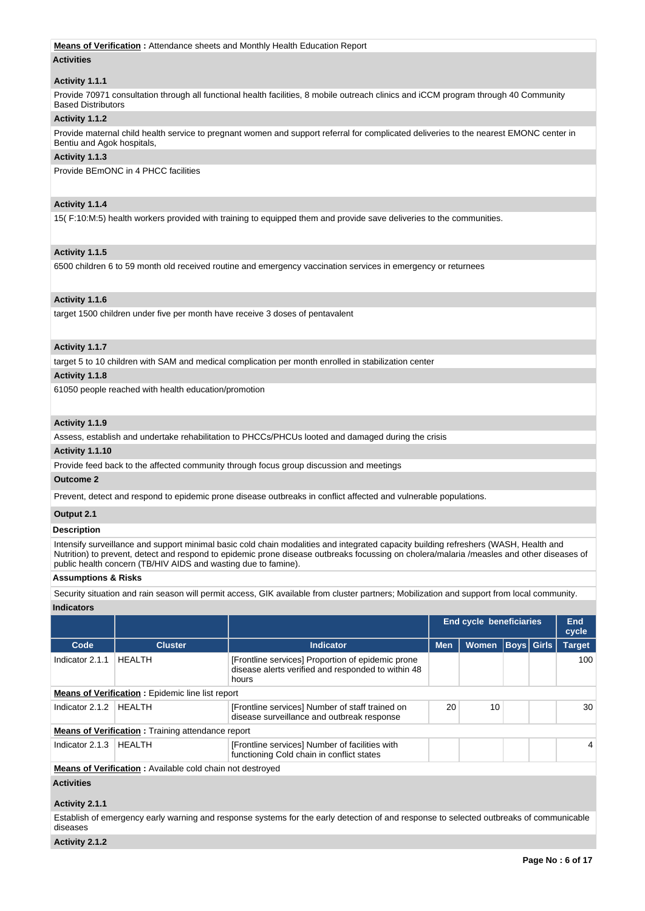**Means of Verification :** Attendance sheets and Monthly Health Education Report

**Activities**

**Activity 1.1.1**

Provide 70971 consultation through all functional health facilities, 8 mobile outreach clinics and iCCM program through 40 Community Based Distributors

**Activity 1.1.2**

Provide maternal child health service to pregnant women and support referral for complicated deliveries to the nearest EMONC center in Bentiu and Agok hospitals,

**Activity 1.1.3**

Provide BEmONC in 4 PHCC facilities

**Activity 1.1.4**

15( F:10:M:5) health workers provided with training to equipped them and provide save deliveries to the communities.

**Activity 1.1.5**

6500 children 6 to 59 month old received routine and emergency vaccination services in emergency or returnees

**Activity 1.1.6**

target 1500 children under five per month have receive 3 doses of pentavalent

**Activity 1.1.7**

target 5 to 10 children with SAM and medical complication per month enrolled in stabilization center

**Activity 1.1.8**

61050 people reached with health education/promotion

**Activity 1.1.9**

Assess, establish and undertake rehabilitation to PHCCs/PHCUs looted and damaged during the crisis

**Activity 1.1.10**

Provide feed back to the affected community through focus group discussion and meetings

**Outcome 2**

Prevent, detect and respond to epidemic prone disease outbreaks in conflict affected and vulnerable populations.

**Output 2.1**

**Description**

Intensify surveillance and support minimal basic cold chain modalities and integrated capacity building refreshers (WASH, Health and Nutrition) to prevent, detect and respond to epidemic prone disease outbreaks focussing on cholera/malaria /measles and other diseases of public health concern (TB/HIV AIDS and wasting due to famine).

**Assumptions & Risks**

Security situation and rain season will permit access, GIK available from cluster partners; Mobilization and support from local community.

**Indicators**

| | | | End cycle beneficiaries | | | | End cycle |
|---|---|---|---|---|---|---|---|
| **Code** | **Cluster** | **Indicator** | **Men** | **Women** | **Boys** | **Girls** | **Target** |
| Indicator 2.1.1 | HEALTH | [Frontline services] Proportion of epidemic prone disease alerts verified and responded to within 48 hours | | | | | 100 |
| **Means of Verification :** Epidemic line list report | | | | | | | |
| Indicator 2.1.2 | HEALTH | [Frontline services] Number of staff trained on disease surveillance and outbreak response | 20 | 10 | | | 30 |
| **Means of Verification :** Training attendance report | | | | | | | |
| Indicator 2.1.3 | HEALTH | [Frontline services] Number of facilities with functioning Cold chain in conflict states | | | | | 4 |
| **Means of Verification :** Available cold chain not destroyed | | | | | | | |

**Activities**

**Activity 2.1.1**

Establish of emergency early warning and response systems for the early detection of and response to selected outbreaks of communicable diseases

**Activity 2.1.2**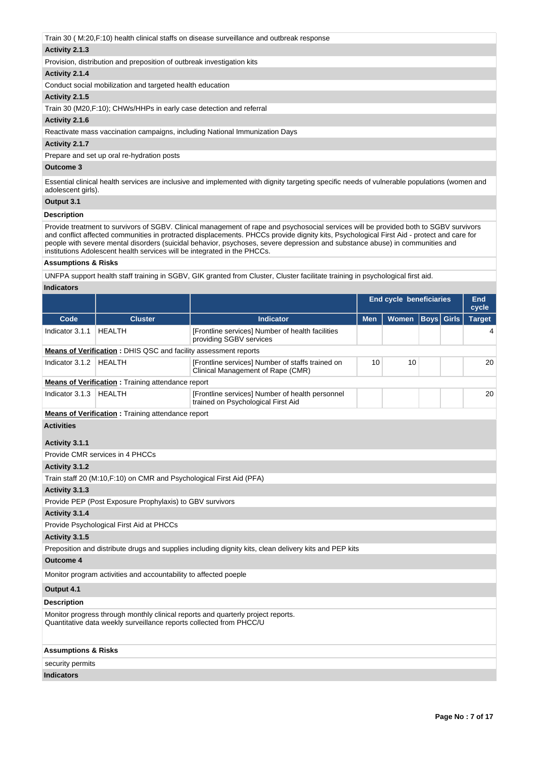Train 30 ( M:20,F:10) health clinical staffs on disease surveillance and outbreak response

**Activity 2.1.3**

Provision, distribution and preposition of outbreak investigation kits

**Activity 2.1.4**

Conduct social mobilization and targeted health education

**Activity 2.1.5**

Train 30 (M20,F:10); CHWs/HHPs in early case detection and referral

**Activity 2.1.6**

Reactivate mass vaccination campaigns, including National Immunization Days

**Activity 2.1.7**

Prepare and set up oral re-hydration posts

**Outcome 3**

Essential clinical health services are inclusive and implemented with dignity targeting specific needs of vulnerable populations (women and adolescent girls).

**Output 3.1**

**Description**

Provide treatment to survivors of SGBV. Clinical management of rape and psychosocial services will be provided both to SGBV survivors and conflict affected communities in protracted displacements. PHCCs provide dignity kits, Psychological First Aid - protect and care for people with severe mental disorders (suicidal behavior, psychoses, severe depression and substance abuse) in communities and institutions Adolescent health services will be integrated in the PHCCs.

**Assumptions & Risks**

UNFPA support health staff training in SGBV, GIK granted from Cluster, Cluster facilitate training in psychological first aid.

**Indicators**

| | | | End cycle beneficiaries | | | | End cycle |
|---|---|---|---|---|---|---|---|
| **Code** | **Cluster** | **Indicator** | **Men** | **Women** | **Boys** | **Girls** | **Target** |
| Indicator 3.1.1 | HEALTH | [Frontline services] Number of health facilities providing SGBV services | | | | | 4 |
| **Means of Verification :** DHIS QSC and facility assessment reports | | | | | | | |
| Indicator 3.1.2 | HEALTH | [Frontline services] Number of staffs trained on Clinical Management of Rape (CMR) | 10 | 10 | | | 20 |
| **Means of Verification :** Training attendance report | | | | | | | |
| Indicator 3.1.3 | HEALTH | [Frontline services] Number of health personnel trained on Psychological First Aid | | | | | 20 |
| **Means of Verification :** Training attendance report | | | | | | | |

**Activities**

**Activity 3.1.1**

Provide CMR services in 4 PHCCs

**Activity 3.1.2**

Train staff 20 (M:10,F:10) on CMR and Psychological First Aid (PFA)

**Activity 3.1.3**

Provide PEP (Post Exposure Prophylaxis) to GBV survivors

**Activity 3.1.4**

Provide Psychological First Aid at PHCCs

**Activity 3.1.5**

Preposition and distribute drugs and supplies including dignity kits, clean delivery kits and PEP kits

**Outcome 4**

Monitor program activities and accountability to affected poeple

**Output 4.1**

**Description**

Monitor progress through monthly clinical reports and quarterly project reports.
Quantitative data weekly surveillance reports collected from PHCC/U

**Assumptions & Risks**

security permits

**Indicators**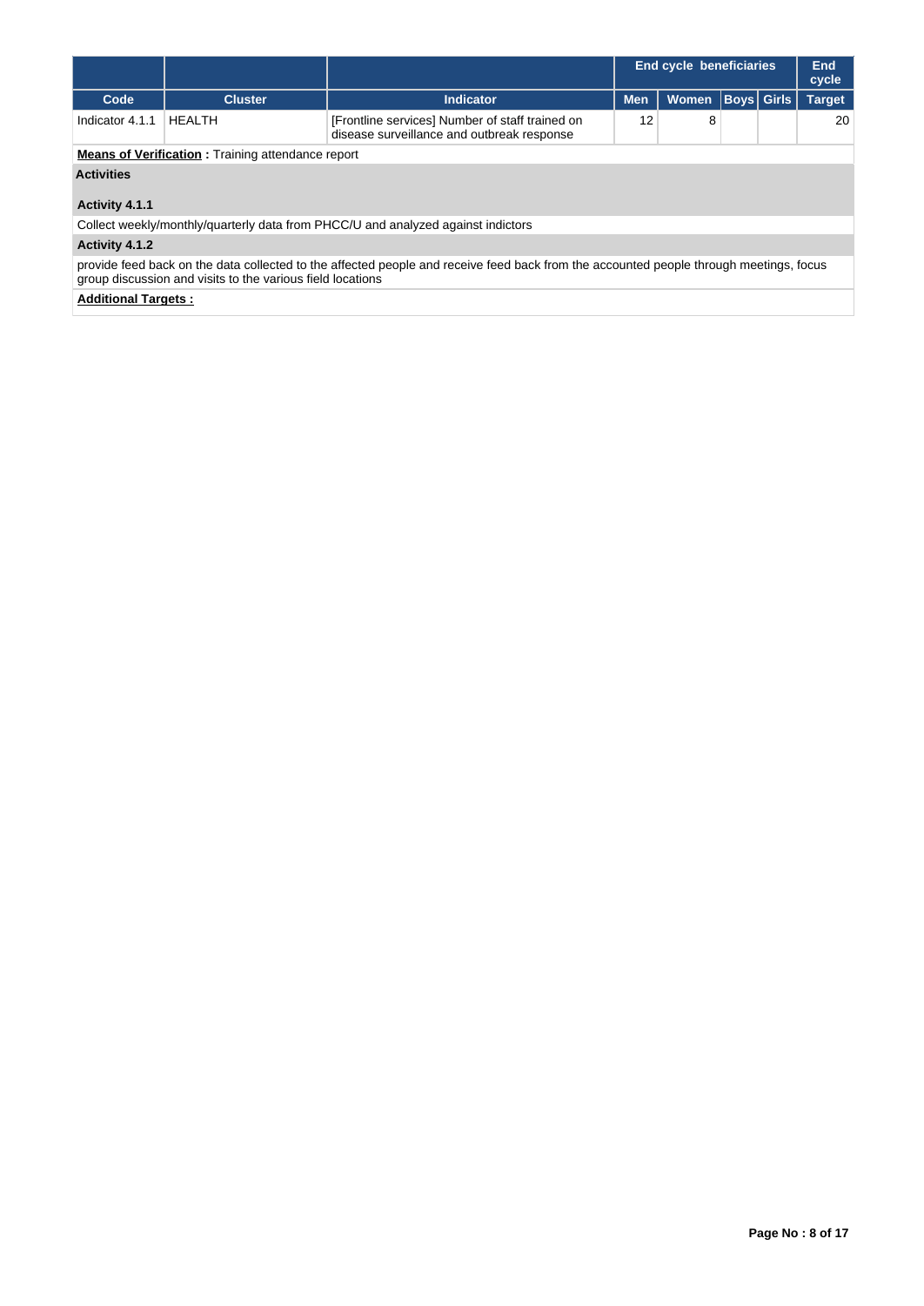| | | | End cycle beneficiaries | | | | End cycle |
|---|---|---|---|---|---|---|---|
| **Code** | **Cluster** | **Indicator** | **Men** | **Women** | **Boys** | **Girls** | **Target** |
| Indicator 4.1.1 | HEALTH | [Frontline services] Number of staff trained on disease surveillance and outbreak response | 12 | 8 | | | 20 |

**Means of Verification :** Training attendance report

**Activities**

**Activity 4.1.1**

Collect weekly/monthly/quarterly data from PHCC/U and analyzed against indictors

**Activity 4.1.2**

provide feed back on the data collected to the affected people and receive feed back from the accounted people through meetings, focus group discussion and visits to the various field locations

**Additional Targets :**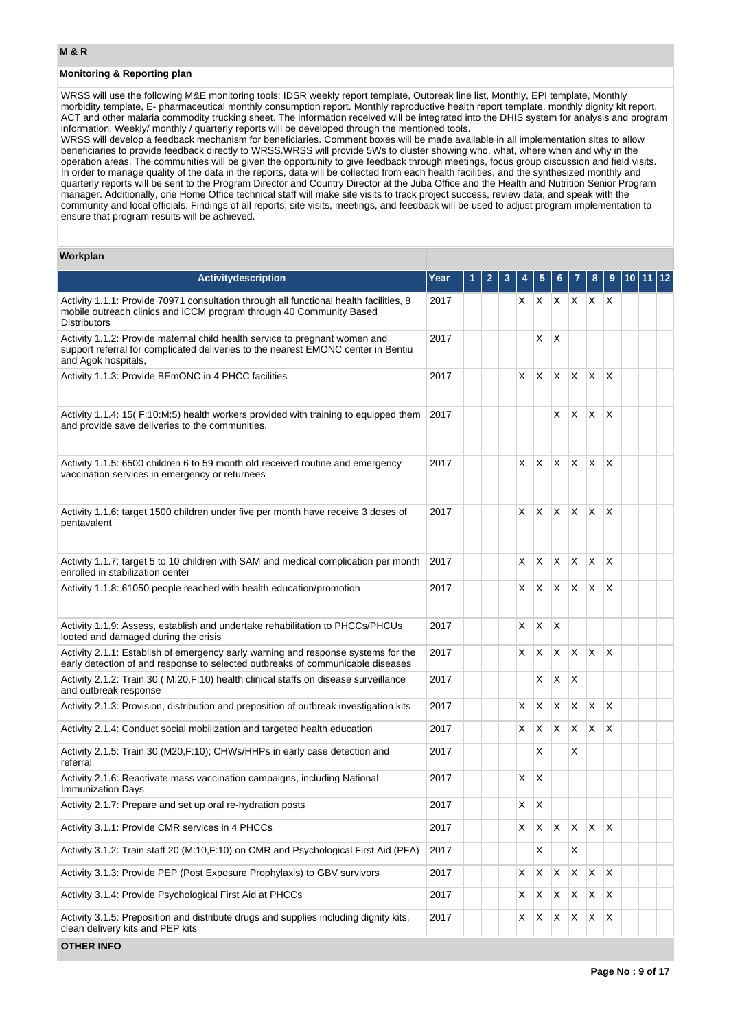## M & R

### Monitoring & Reporting plan

WRSS will use the following M&E monitoring tools; IDSR weekly report template, Outbreak line list, Monthly, EPI template, Monthly morbidity template, E- pharmaceutical monthly consumption report. Monthly reproductive health report template, monthly dignity kit report, ACT and other malaria commodity trucking sheet. The information received will be integrated into the DHIS system for analysis and program information. Weekly/ monthly / quarterly reports will be developed through the mentioned tools.
WRSS will develop a feedback mechanism for beneficiaries. Comment boxes will be made available in all implementation sites to allow beneficiaries to provide feedback directly to WRSS.WRSS will provide 5Ws to cluster showing who, what, where when and why in the operation areas. The communities will be given the opportunity to give feedback through meetings, focus group discussion and field visits.
In order to manage quality of the data in the reports, data will be collected from each health facilities, and the synthesized monthly and quarterly reports will be sent to the Program Director and Country Director at the Juba Office and the Health and Nutrition Senior Program manager. Additionally, one Home Office technical staff will make site visits to track project success, review data, and speak with the community and local officials. Findings of all reports, site visits, meetings, and feedback will be used to adjust program implementation to ensure that program results will be achieved.

### Workplan

| Activitydescription | Year | 1 | 2 | 3 | 4 | 5 | 6 | 7 | 8 | 9 | 10 | 11 | 12 |
|---|---|---|---|---|---|---|---|---|---|---|---|---|---|
| Activity 1.1.1: Provide 70971 consultation through all functional health facilities, 8 mobile outreach clinics and iCCM program through 40 Community Based Distributors | 2017 | | | | X | X | X | X | X | X | | | |
| Activity 1.1.2: Provide maternal child health service to pregnant women and support referral for complicated deliveries to the nearest EMONC center in Bentiu and Agok hospitals, | 2017 | | | | | X | X | | | | | | |
| Activity 1.1.3: Provide BEmONC in 4 PHCC facilities | 2017 | | | | X | X | X | X | X | X | | | |
| Activity 1.1.4: 15( F:10:M:5) health workers provided with training to equipped them and provide save deliveries to the communities. | 2017 | | | | | | X | X | X | X | | | |
| Activity 1.1.5: 6500 children 6 to 59 month old received routine and emergency vaccination services in emergency or returnees | 2017 | | | | X | X | X | X | X | X | | | |
| Activity 1.1.6: target 1500 children under five per month have receive 3 doses of pentavalent | 2017 | | | | X | X | X | X | X | X | | | |
| Activity 1.1.7: target 5 to 10 children with SAM and medical complication per month enrolled in stabilization center | 2017 | | | | X | X | X | X | X | X | | | |
| Activity 1.1.8: 61050 people reached with health education/promotion | 2017 | | | | X | X | X | X | X | X | | | |
| Activity 1.1.9: Assess, establish and undertake rehabilitation to PHCCs/PHCUs looted and damaged during the crisis | 2017 | | | | X | X | X | | | | | | |
| Activity 2.1.1: Establish of emergency early warning and response systems for the early detection of and response to selected outbreaks of communicable diseases | 2017 | | | | X | X | X | X | X | X | | | |
| Activity 2.1.2: Train 30 ( M:20,F:10) health clinical staffs on disease surveillance and outbreak response | 2017 | | | | | X | X | X | | | | | |
| Activity 2.1.3: Provision, distribution and preposition of outbreak investigation kits | 2017 | | | | X | X | X | X | X | X | | | |
| Activity 2.1.4: Conduct social mobilization and targeted health education | 2017 | | | | X | X | X | X | X | X | | | |
| Activity 2.1.5: Train 30 (M20,F:10); CHWs/HHPs in early case detection and referral | 2017 | | | | | X | | X | | | | | |
| Activity 2.1.6: Reactivate mass vaccination campaigns, including National Immunization Days | 2017 | | | | X | X | | | | | | | |
| Activity 2.1.7: Prepare and set up oral re-hydration posts | 2017 | | | | X | X | | | | | | | |
| Activity 3.1.1: Provide CMR services in 4 PHCCs | 2017 | | | | X | X | X | X | X | X | | | |
| Activity 3.1.2: Train staff 20 (M:10,F:10) on CMR and Psychological First Aid (PFA) | 2017 | | | | | X | | X | | | | | |
| Activity 3.1.3: Provide PEP (Post Exposure Prophylaxis) to GBV survivors | 2017 | | | | X | X | X | X | X | X | | | |
| Activity 3.1.4: Provide Psychological First Aid at PHCCs | 2017 | | | | X | X | X | X | X | X | | | |
| Activity 3.1.5: Preposition and distribute drugs and supplies including dignity kits, clean delivery kits and PEP kits | 2017 | | | | X | X | X | X | X | X | | | |

## OTHER INFO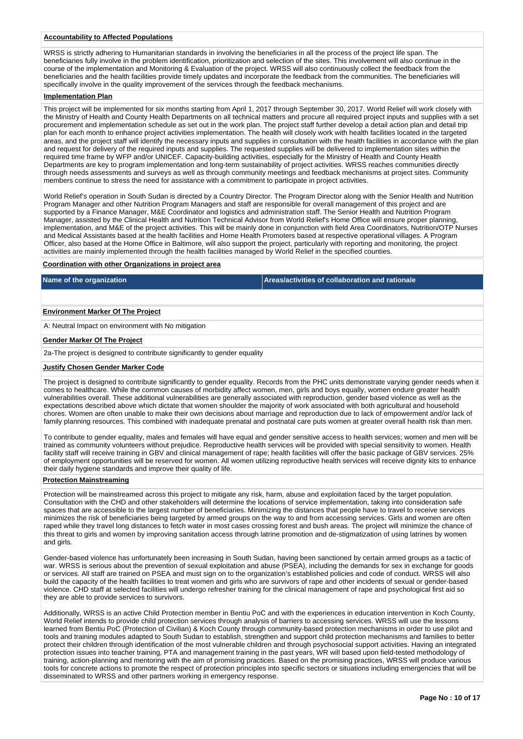**Accountability to Affected Populations**

WRSS is strictly adhering to Humanitarian standards in involving the beneficiaries in all the process of the project life span. The beneficiaries fully involve in the problem identification, prioritization and selection of the sites. This involvement will also continue in the course of the implementation and Monitoring & Evaluation of the project. WRSS will also continuously collect the feedback from the beneficiaries and the health facilities provide timely updates and incorporate the feedback from the communities. The beneficiaries will specifically involve in the quality improvement of the services through the feedback mechanisms.

**Implementation Plan**

This project will be implemented for six months starting from April 1, 2017 through September 30, 2017. World Relief will work closely with the Ministry of Health and County Health Departments on all technical matters and procure all required project inputs and supplies with a set procurement and implementation schedule as set out in the work plan. The project staff further develop a detail action plan and detail trip plan for each month to enhance project activities implementation. The health will closely work with health facilities located in the targeted areas, and the project staff will identify the necessary inputs and supplies in consultation with the health facilities in accordance with the plan and request for delivery of the required inputs and supplies. The requested supplies will be delivered to implementation sites within the required time frame by WFP and/or UNICEF. Capacity-building activities, especially for the Ministry of Health and County Health Departments are key to program implementation and long-term sustainability of project activities. WRSS reaches communities directly through needs assessments and surveys as well as through community meetings and feedback mechanisms at project sites. Community members continue to stress the need for assistance with a commitment to participate in project activities.

World Relief's operation in South Sudan is directed by a Country Director. The Program Director along with the Senior Health and Nutrition Program Manager and other Nutrition Program Managers and staff are responsible for overall management of this project and are supported by a Finance Manager, M&E Coordinator and logistics and administration staff. The Senior Health and Nutrition Program Manager, assisted by the Clinical Health and Nutrition Technical Advisor from World Relief's Home Office will ensure proper planning, implementation, and M&E of the project activities. This will be mainly done in conjunction with field Area Coordinators, Nutrition/OTP Nurses and Medical Assistants based at the health facilities and Home Health Promoters based at respective operational villages. A Program Officer, also based at the Home Office in Baltimore, will also support the project, particularly with reporting and monitoring, the project activities are mainly implemented through the health facilities managed by World Relief in the specified counties.

**Coordination with other Organizations in project area**

| Name of the organization | Areas/activities of collaboration and rationale |
|---|---|
| | |

**Environment Marker Of The Project**

A: Neutral Impact on environment with No mitigation

**Gender Marker Of The Project**

2a-The project is designed to contribute significantly to gender equality

**Justify Chosen Gender Marker Code**

The project is designed to contribute significantly to gender equality. Records from the PHC units demonstrate varying gender needs when it comes to healthcare. While the common causes of morbidity affect women, men, girls and boys equally, women endure greater health vulnerabilities overall. These additional vulnerabilities are generally associated with reproduction, gender based violence as well as the expectations described above which dictate that women shoulder the majority of work associated with both agricultural and household chores. Women are often unable to make their own decisions about marriage and reproduction due to lack of empowerment and/or lack of family planning resources. This combined with inadequate prenatal and postnatal care puts women at greater overall health risk than men.

To contribute to gender equality, males and females will have equal and gender sensitive access to health services; women and men will be trained as community volunteers without prejudice. Reproductive health services will be provided with special sensitivity to women. Health facility staff will receive training in GBV and clinical management of rape; health facilities will offer the basic package of GBV services. 25% of employment opportunities will be reserved for women. All women utilizing reproductive health services will receive dignity kits to enhance their daily hygiene standards and improve their quality of life.

**Protection Mainstreaming**

Protection will be mainstreamed across this project to mitigate any risk, harm, abuse and exploitation faced by the target population. Consultation with the CHD and other stakeholders will determine the locations of service implementation, taking into consideration safe spaces that are accessible to the largest number of beneficiaries. Minimizing the distances that people have to travel to receive services minimizes the risk of beneficiaries being targeted by armed groups on the way to and from accessing services. Girls and women are often raped while they travel long distances to fetch water in most cases crossing forest and bush areas. The project will minimize the chance of this threat to girls and women by improving sanitation access through latrine promotion and de-stigmatization of using latrines by women and girls.

Gender-based violence has unfortunately been increasing in South Sudan, having been sanctioned by certain armed groups as a tactic of war. WRSS is serious about the prevention of sexual exploitation and abuse (PSEA), including the demands for sex in exchange for goods or services. All staff are trained on PSEA and must sign on to the organization's established policies and code of conduct. WRSS will also build the capacity of the health facilities to treat women and girls who are survivors of rape and other incidents of sexual or gender-based violence. CHD staff at selected facilities will undergo refresher training for the clinical management of rape and psychological first aid so they are able to provide services to survivors.

Additionally, WRSS is an active Child Protection member in Bentiu PoC and with the experiences in education intervention in Koch County, World Relief intends to provide child protection services through analysis of barriers to accessing services. WRSS will use the lessons learned from Bentiu PoC (Protection of Civilian) & Koch County through community-based protection mechanisms in order to use pilot and tools and training modules adapted to South Sudan to establish, strengthen and support child protection mechanisms and families to better protect their children through identification of the most vulnerable children and through psychosocial support activities. Having an integrated protection issues into teacher training, PTA and management training in the past years, WR will based upon field-tested methodology of training, action-planning and mentoring with the aim of promising practices. Based on the promising practices, WRSS will produce various tools for concrete actions to promote the respect of protection principles into specific sectors or situations including emergencies that will be disseminated to WRSS and other partners working in emergency response.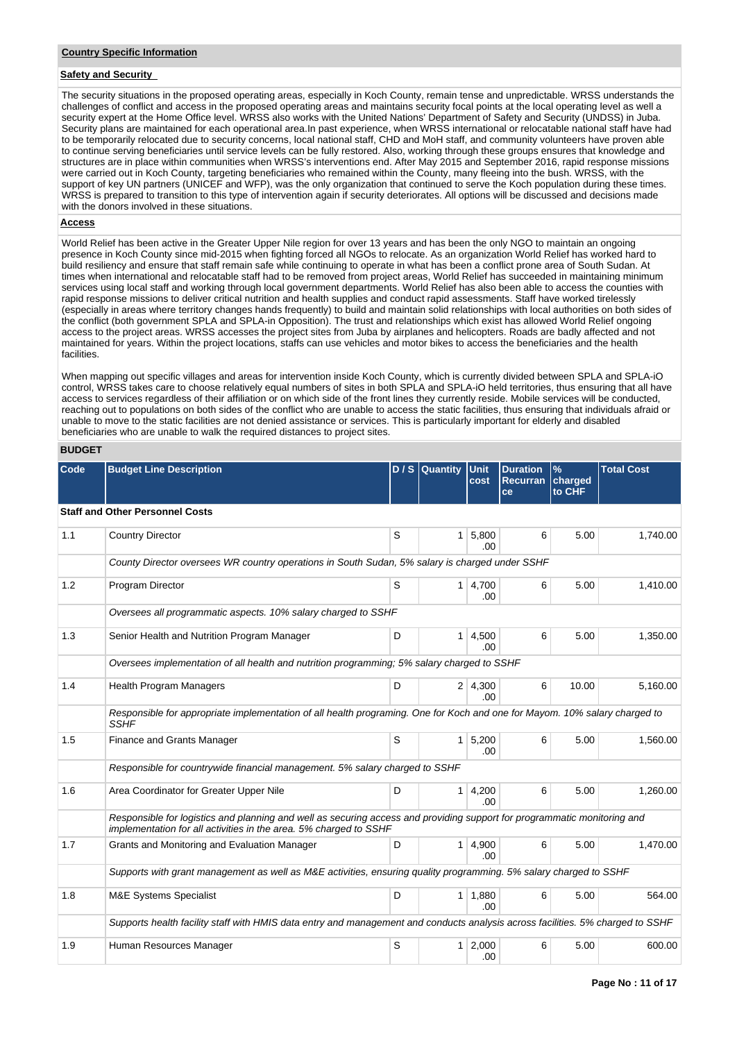## Country Specific Information

### Safety and Security

The security situations in the proposed operating areas, especially in Koch County, remain tense and unpredictable. WRSS understands the challenges of conflict and access in the proposed operating areas and maintains security focal points at the local operating level as well a security expert at the Home Office level. WRSS also works with the United Nations' Department of Safety and Security (UNDSS) in Juba. Security plans are maintained for each operational area.In past experience, when WRSS international or relocatable national staff have had to be temporarily relocated due to security concerns, local national staff, CHD and MoH staff, and community volunteers have proven able to continue serving beneficiaries until service levels can be fully restored. Also, working through these groups ensures that knowledge and structures are in place within communities when WRSS's interventions end. After May 2015 and September 2016, rapid response missions were carried out in Koch County, targeting beneficiaries who remained within the County, many fleeing into the bush. WRSS, with the support of key UN partners (UNICEF and WFP), was the only organization that continued to serve the Koch population during these times. WRSS is prepared to transition to this type of intervention again if security deteriorates. All options will be discussed and decisions made with the donors involved in these situations.

### Access

World Relief has been active in the Greater Upper Nile region for over 13 years and has been the only NGO to maintain an ongoing presence in Koch County since mid-2015 when fighting forced all NGOs to relocate. As an organization World Relief has worked hard to build resiliency and ensure that staff remain safe while continuing to operate in what has been a conflict prone area of South Sudan. At times when international and relocatable staff had to be removed from project areas, World Relief has succeeded in maintaining minimum services using local staff and working through local government departments. World Relief has also been able to access the counties with rapid response missions to deliver critical nutrition and health supplies and conduct rapid assessments. Staff have worked tirelessly (especially in areas where territory changes hands frequently) to build and maintain solid relationships with local authorities on both sides of the conflict (both government SPLA and SPLA-in Opposition). The trust and relationships which exist has allowed World Relief ongoing access to the project areas. WRSS accesses the project sites from Juba by airplanes and helicopters. Roads are badly affected and not maintained for years. Within the project locations, staffs can use vehicles and motor bikes to access the beneficiaries and the health facilities.

When mapping out specific villages and areas for intervention inside Koch County, which is currently divided between SPLA and SPLA-iO control, WRSS takes care to choose relatively equal numbers of sites in both SPLA and SPLA-iO held territories, thus ensuring that all have access to services regardless of their affiliation or on which side of the front lines they currently reside. Mobile services will be conducted, reaching out to populations on both sides of the conflict who are unable to access the static facilities, thus ensuring that individuals afraid or unable to move to the static facilities are not denied assistance or services. This is particularly important for elderly and disabled beneficiaries who are unable to walk the required distances to project sites.

## BUDGET

| Code | Budget Line Description | D / S | Quantity | Unit cost | Duration Recurrance | % charged to CHF | Total Cost |
|---|---|---|---|---|---|---|---|
| **Staff and Other Personnel Costs** | | | | | | | |
| 1.1 | Country Director | S | 1 | 5,800.00 | 6 | 5.00 | 1,740.00 |
| | *County Director oversees WR country operations in South Sudan, 5% salary is charged under SSHF* | | | | | | |
| 1.2 | Program Director | S | 1 | 4,700.00 | 6 | 5.00 | 1,410.00 |
| | *Oversees all programmatic aspects. 10% salary charged to SSHF* | | | | | | |
| 1.3 | Senior Health and Nutrition Program Manager | D | 1 | 4,500.00 | 6 | 5.00 | 1,350.00 |
| | *Oversees implementation of all health and nutrition programming; 5% salary charged to SSHF* | | | | | | |
| 1.4 | Health Program Managers | D | 2 | 4,300.00 | 6 | 10.00 | 5,160.00 |
| | *Responsible for appropriate implementation of all health programing. One for Koch and one for Mayom. 10% salary charged to SSHF* | | | | | | |
| 1.5 | Finance and Grants Manager | S | 1 | 5,200.00 | 6 | 5.00 | 1,560.00 |
| | *Responsible for countrywide financial management. 5% salary charged to SSHF* | | | | | | |
| 1.6 | Area Coordinator for Greater Upper Nile | D | 1 | 4,200.00 | 6 | 5.00 | 1,260.00 |
| | *Responsible for logistics and planning and well as securing access and providing support for programmatic monitoring and implementation for all activities in the area. 5% charged to SSHF* | | | | | | |
| 1.7 | Grants and Monitoring and Evaluation Manager | D | 1 | 4,900.00 | 6 | 5.00 | 1,470.00 |
| | *Supports with grant management as well as M&E activities, ensuring quality programming. 5% salary charged to SSHF* | | | | | | |
| 1.8 | M&E Systems Specialist | D | 1 | 1,880.00 | 6 | 5.00 | 564.00 |
| | *Supports health facility staff with HMIS data entry and management and conducts analysis across facilities. 5% charged to SSHF* | | | | | | |
| 1.9 | Human Resources Manager | S | 1 | 2,000.00 | 6 | 5.00 | 600.00 |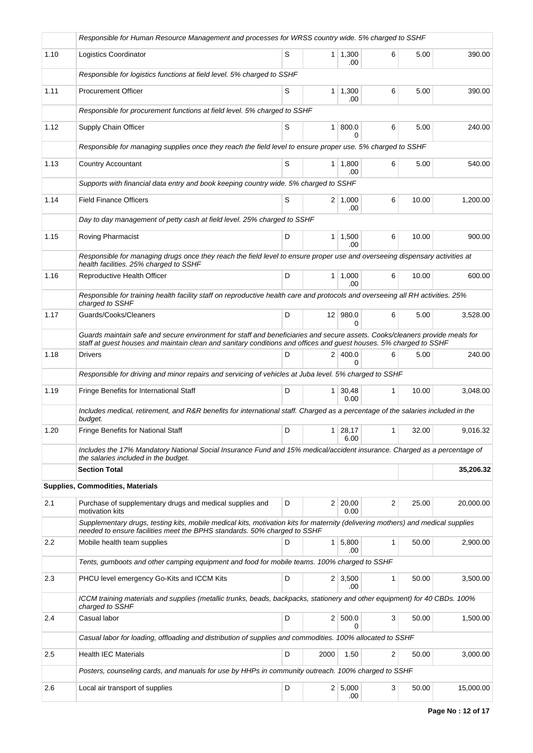| | | | | | | | |
|---|---|---|---|---|---|---|---|
| | *Responsible for Human Resource Management and processes for WRSS country wide. 5% charged to SSHF* | | | | | | |
| 1.10 | Logistics Coordinator | S | 1 | 1,300.00 | 6 | 5.00 | 390.00 |
| | *Responsible for logistics functions at field level. 5% charged to SSHF* | | | | | | |
| 1.11 | Procurement Officer | S | 1 | 1,300.00 | 6 | 5.00 | 390.00 |
| | *Responsible for procurement functions at field level. 5% charged to SSHF* | | | | | | |
| 1.12 | Supply Chain Officer | S | 1 | 800.00 | 6 | 5.00 | 240.00 |
| | *Responsible for managing supplies once they reach the field level to ensure proper use. 5% charged to SSHF* | | | | | | |
| 1.13 | Country Accountant | S | 1 | 1,800.00 | 6 | 5.00 | 540.00 |
| | *Supports with financial data entry and book keeping country wide. 5% charged to SSHF* | | | | | | |
| 1.14 | Field Finance Officers | S | 2 | 1,000.00 | 6 | 10.00 | 1,200.00 |
| | *Day to day management of petty cash at field level. 25% charged to SSHF* | | | | | | |
| 1.15 | Roving Pharmacist | D | 1 | 1,500.00 | 6 | 10.00 | 900.00 |
| | *Responsible for managing drugs once they reach the field level to ensure proper use and overseeing dispensary activities at health facilities. 25% charged to SSHF* | | | | | | |
| 1.16 | Reproductive Health Officer | D | 1 | 1,000.00 | 6 | 10.00 | 600.00 |
| | *Responsible for training health facility staff on reproductive health care and protocols and overseeing all RH activities. 25% charged to SSHF* | | | | | | |
| 1.17 | Guards/Cooks/Cleaners | D | 12 | 980.00 | 6 | 5.00 | 3,528.00 |
| | *Guards maintain safe and secure environment for staff and beneficiaries and secure assets. Cooks/cleaners provide meals for staff at guest houses and maintain clean and sanitary conditions and offices and guest houses. 5% charged to SSHF* | | | | | | |
| 1.18 | Drivers | D | 2 | 400.00 | 6 | 5.00 | 240.00 |
| | *Responsible for driving and minor repairs and servicing of vehicles at Juba level. 5% charged to SSHF* | | | | | | |
| 1.19 | Fringe Benefits for International Staff | D | 1 | 30,480.00 | 1 | 10.00 | 3,048.00 |
| | *Includes medical, retirement, and R&R benefits for international staff. Charged as a percentage of the salaries included in the budget.* | | | | | | |
| 1.20 | Fringe Benefits for National Staff | D | 1 | 28,176.00 | 1 | 32.00 | 9,016.32 |
| | *Includes the 17% Mandatory National Social Insurance Fund and 15% medical/accident insurance. Charged as a percentage of the salaries included in the budget.* | | | | | | |
| | **Section Total** | | | | | | **35,206.32** |
| **Supplies, Commodities, Materials** | | | | | | | |
| 2.1 | Purchase of supplementary drugs and medical supplies and motivation kits | D | 2 | 20,000.00 | 2 | 25.00 | 20,000.00 |
| | *Supplementary drugs, testing kits, mobile medical kits, motivation kits for maternity (delivering mothers) and medical supplies needed to ensure facilities meet the BPHS standards. 50% charged to SSHF* | | | | | | |
| 2.2 | Mobile health team supplies | D | 1 | 5,800.00 | 1 | 50.00 | 2,900.00 |
| | *Tents, gumboots and other camping equipment and food for mobile teams. 100% charged to SSHF* | | | | | | |
| 2.3 | PHCU level emergency Go-Kits and ICCM Kits | D | 2 | 3,500.00 | 1 | 50.00 | 3,500.00 |
| | *ICCM training materials and supplies (metallic trunks, beads, backpacks, stationery and other equipment) for 40 CBDs. 100% charged to SSHF* | | | | | | |
| 2.4 | Casual labor | D | 2 | 500.00 | 3 | 50.00 | 1,500.00 |
| | *Casual labor for loading, offloading and distribution of supplies and commodities. 100% allocated to SSHF* | | | | | | |
| 2.5 | Health IEC Materials | D | 2000 | 1.50 | 2 | 50.00 | 3,000.00 |
| | *Posters, counseling cards, and manuals for use by HHPs in community outreach. 100% charged to SSHF* | | | | | | |
| 2.6 | Local air transport of supplies | D | 2 | 5,000.00 | 3 | 50.00 | 15,000.00 |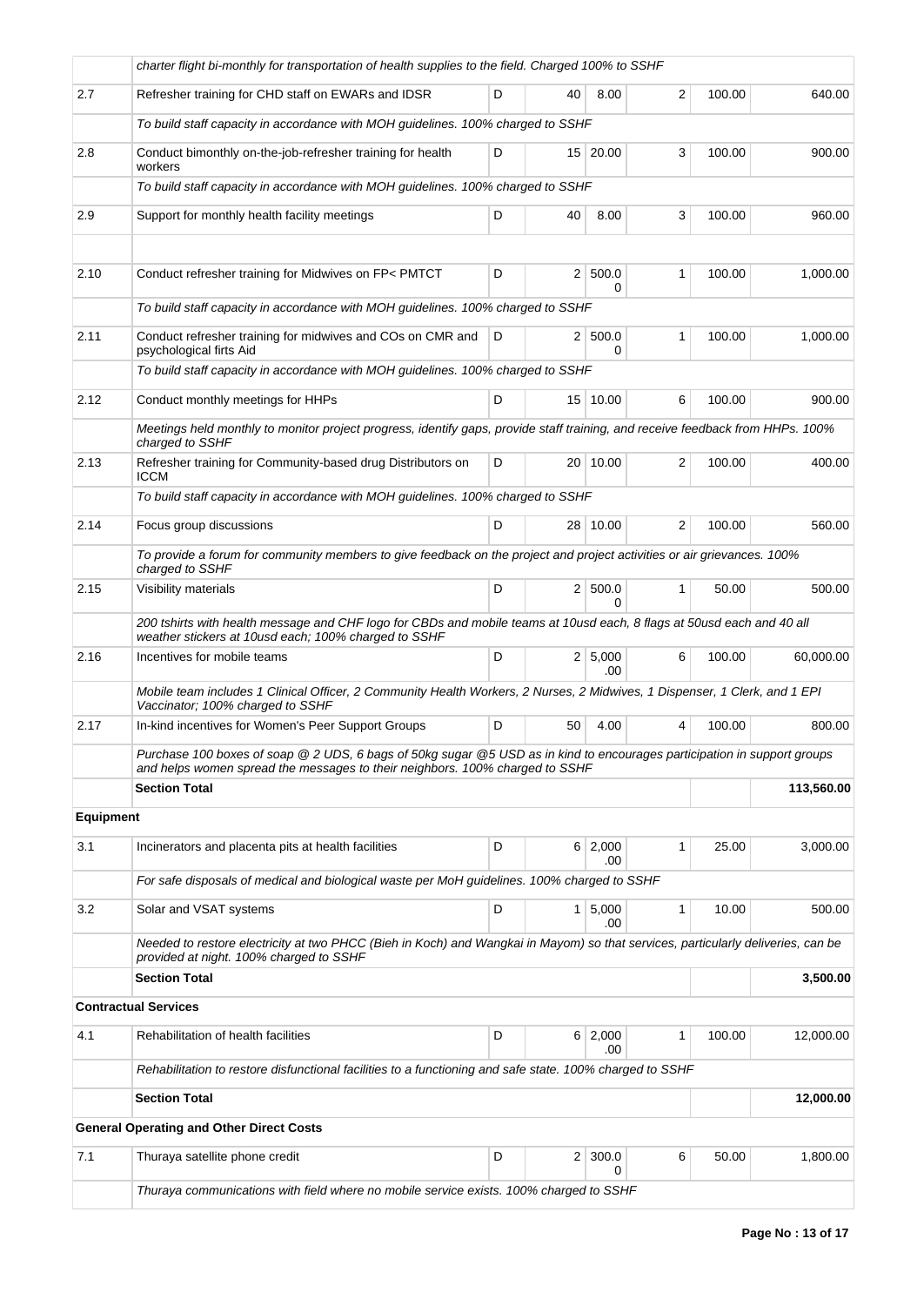| | | | | | | | |
|---|---|---|---|---|---|---|---|
| | *charter flight bi-monthly for transportation of health supplies to the field. Charged 100% to SSHF* | | | | | | |
| 2.7 | Refresher training for CHD staff on EWARs and IDSR | D | 40 | 8.00 | 2 | 100.00 | 640.00 |
| | *To build staff capacity in accordance with MOH guidelines. 100% charged to SSHF* | | | | | | |
| 2.8 | Conduct bimonthly on-the-job-refresher training for health workers | D | 15 | 20.00 | 3 | 100.00 | 900.00 |
| | *To build staff capacity in accordance with MOH guidelines. 100% charged to SSHF* | | | | | | |
| 2.9 | Support for monthly health facility meetings | D | 40 | 8.00 | 3 | 100.00 | 960.00 |
| | | | | | | | |
| 2.10 | Conduct refresher training for Midwives on FP< PMTCT | D | 2 | 500.00 | 1 | 100.00 | 1,000.00 |
| | *To build staff capacity in accordance with MOH guidelines. 100% charged to SSHF* | | | | | | |
| 2.11 | Conduct refresher training for midwives and COs on CMR and psychological firts Aid | D | 2 | 500.00 | 1 | 100.00 | 1,000.00 |
| | *To build staff capacity in accordance with MOH guidelines. 100% charged to SSHF* | | | | | | |
| 2.12 | Conduct monthly meetings for HHPs | D | 15 | 10.00 | 6 | 100.00 | 900.00 |
| | *Meetings held monthly to monitor project progress, identify gaps, provide staff training, and receive feedback from HHPs. 100% charged to SSHF* | | | | | | |
| 2.13 | Refresher training for Community-based drug Distributors on ICCM | D | 20 | 10.00 | 2 | 100.00 | 400.00 |
| | *To build staff capacity in accordance with MOH guidelines. 100% charged to SSHF* | | | | | | |
| 2.14 | Focus group discussions | D | 28 | 10.00 | 2 | 100.00 | 560.00 |
| | *To provide a forum for community members to give feedback on the project and project activities or air grievances. 100% charged to SSHF* | | | | | | |
| 2.15 | Visibility materials | D | 2 | 500.00 | 1 | 50.00 | 500.00 |
| | *200 tshirts with health message and CHF logo for CBDs and mobile teams at 10usd each, 8 flags at 50usd each and 40 all weather stickers at 10usd each; 100% charged to SSHF* | | | | | | |
| 2.16 | Incentives for mobile teams | D | 2 | 5,000.00 | 6 | 100.00 | 60,000.00 |
| | *Mobile team includes 1 Clinical Officer, 2 Community Health Workers, 2 Nurses, 2 Midwives, 1 Dispenser, 1 Clerk, and 1 EPI Vaccinator; 100% charged to SSHF* | | | | | | |
| 2.17 | In-kind incentives for Women's Peer Support Groups | D | 50 | 4.00 | 4 | 100.00 | 800.00 |
| | *Purchase 100 boxes of soap @ 2 UDS, 6 bags of 50kg sugar @5 USD as in kind to encourages participation in support groups and helps women spread the messages to their neighbors. 100% charged to SSHF* | | | | | | |
| | **Section Total** | | | | | | **113,560.00** |
| **Equipment** | | | | | | | |
| 3.1 | Incinerators and placenta pits at health facilities | D | 6 | 2,000.00 | 1 | 25.00 | 3,000.00 |
| | *For safe disposals of medical and biological waste per MoH guidelines. 100% charged to SSHF* | | | | | | |
| 3.2 | Solar and VSAT systems | D | 1 | 5,000.00 | 1 | 10.00 | 500.00 |
| | *Needed to restore electricity at two PHCC (Bieh in Koch) and Wangkai in Mayom) so that services, particularly deliveries, can be provided at night. 100% charged to SSHF* | | | | | | |
| | **Section Total** | | | | | | **3,500.00** |
| **Contractual Services** | | | | | | | |
| 4.1 | Rehabilitation of health facilities | D | 6 | 2,000.00 | 1 | 100.00 | 12,000.00 |
| | *Rehabilitation to restore disfunctional facilities to a functioning and safe state. 100% charged to SSHF* | | | | | | |
| | **Section Total** | | | | | | **12,000.00** |
| **General Operating and Other Direct Costs** | | | | | | | |
| 7.1 | Thuraya satellite phone credit | D | 2 | 300.00 | 6 | 50.00 | 1,800.00 |
| | *Thuraya communications with field where no mobile service exists. 100% charged to SSHF* | | | | | | |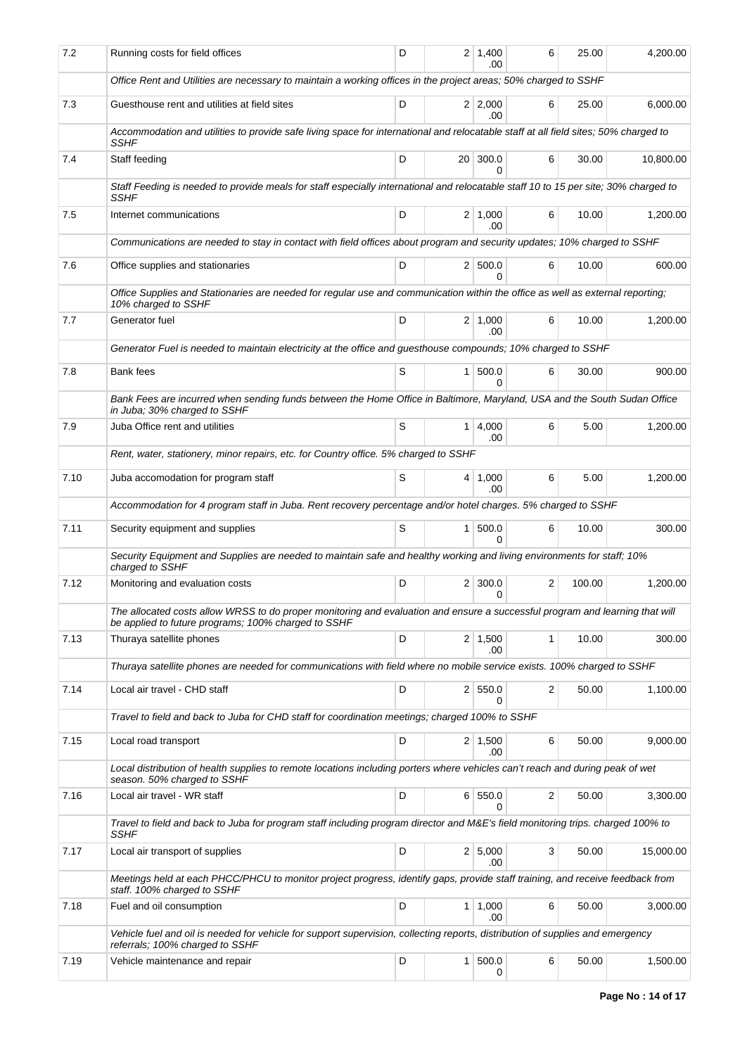| | | | | | | | |
|---|---|---|---|---|---|---|---|
| 7.2 | Running costs for field offices | D | 2 | 1,400.00 | 6 | 25.00 | 4,200.00 |
| | *Office Rent and Utilities are necessary to maintain a working offices in the project areas; 50% charged to SSHF* | | | | | | |
| 7.3 | Guesthouse rent and utilities at field sites | D | 2 | 2,000.00 | 6 | 25.00 | 6,000.00 |
| | *Accommodation and utilities to provide safe living space for international and relocatable staff at all field sites; 50% charged to SSHF* | | | | | | |
| 7.4 | Staff feeding | D | 20 | 300.00 | 6 | 30.00 | 10,800.00 |
| | *Staff Feeding is needed to provide meals for staff especially international and relocatable staff 10 to 15 per site; 30% charged to SSHF* | | | | | | |
| 7.5 | Internet communications | D | 2 | 1,000.00 | 6 | 10.00 | 1,200.00 |
| | *Communications are needed to stay in contact with field offices about program and security updates; 10% charged to SSHF* | | | | | | |
| 7.6 | Office supplies and stationaries | D | 2 | 500.00 | 6 | 10.00 | 600.00 |
| | *Office Supplies and Stationaries are needed for regular use and communication within the office as well as external reporting; 10% charged to SSHF* | | | | | | |
| 7.7 | Generator fuel | D | 2 | 1,000.00 | 6 | 10.00 | 1,200.00 |
| | *Generator Fuel is needed to maintain electricity at the office and guesthouse compounds; 10% charged to SSHF* | | | | | | |
| 7.8 | Bank fees | S | 1 | 500.00 | 6 | 30.00 | 900.00 |
| | *Bank Fees are incurred when sending funds between the Home Office in Baltimore, Maryland, USA and the South Sudan Office in Juba; 30% charged to SSHF* | | | | | | |
| 7.9 | Juba Office rent and utilities | S | 1 | 4,000.00 | 6 | 5.00 | 1,200.00 |
| | *Rent, water, stationery, minor repairs, etc. for Country office. 5% charged to SSHF* | | | | | | |
| 7.10 | Juba accomodation for program staff | S | 4 | 1,000.00 | 6 | 5.00 | 1,200.00 |
| | *Accommodation for 4 program staff in Juba. Rent recovery percentage and/or hotel charges. 5% charged to SSHF* | | | | | | |
| 7.11 | Security equipment and supplies | S | 1 | 500.00 | 6 | 10.00 | 300.00 |
| | *Security Equipment and Supplies are needed to maintain safe and healthy working and living environments for staff; 10% charged to SSHF* | | | | | | |
| 7.12 | Monitoring and evaluation costs | D | 2 | 300.00 | 2 | 100.00 | 1,200.00 |
| | *The allocated costs allow WRSS to do proper monitoring and evaluation and ensure a successful program and learning that will be applied to future programs; 100% charged to SSHF* | | | | | | |
| 7.13 | Thuraya satellite phones | D | 2 | 1,500.00 | 1 | 10.00 | 300.00 |
| | *Thuraya satellite phones are needed for communications with field where no mobile service exists. 100% charged to SSHF* | | | | | | |
| 7.14 | Local air travel - CHD staff | D | 2 | 550.00 | 2 | 50.00 | 1,100.00 |
| | *Travel to field and back to Juba for CHD staff for coordination meetings; charged 100% to SSHF* | | | | | | |
| 7.15 | Local road transport | D | 2 | 1,500.00 | 6 | 50.00 | 9,000.00 |
| | *Local distribution of health supplies to remote locations including porters where vehicles can't reach and during peak of wet season. 50% charged to SSHF* | | | | | | |
| 7.16 | Local air travel - WR staff | D | 6 | 550.00 | 2 | 50.00 | 3,300.00 |
| | *Travel to field and back to Juba for program staff including program director and M&E's field monitoring trips. charged 100% to SSHF* | | | | | | |
| 7.17 | Local air transport of supplies | D | 2 | 5,000.00 | 3 | 50.00 | 15,000.00 |
| | *Meetings held at each PHCC/PHCU to monitor project progress, identify gaps, provide staff training, and receive feedback from staff. 100% charged to SSHF* | | | | | | |
| 7.18 | Fuel and oil consumption | D | 1 | 1,000.00 | 6 | 50.00 | 3,000.00 |
| | *Vehicle fuel and oil is needed for vehicle for support supervision, collecting reports, distribution of supplies and emergency referrals; 100% charged to SSHF* | | | | | | |
| 7.19 | Vehicle maintenance and repair | D | 1 | 500.00 | 6 | 50.00 | 1,500.00 |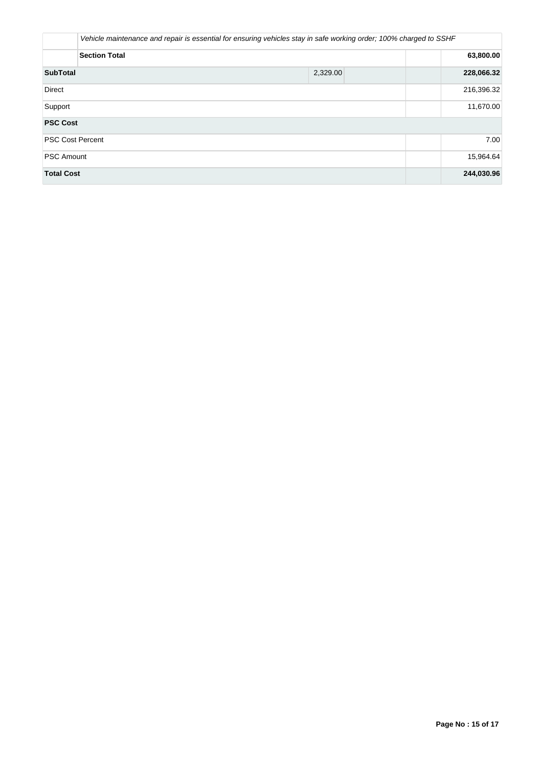| | | | | | |
|---|---|---|---|---|---|
| | *Vehicle maintenance and repair is essential for ensuring vehicles stay in safe working order; 100% charged to SSHF* | | | | |
| | **Section Total** | | | | **63,800.00** |
| **SubTotal** | | 2,329.00 | | | **228,066.32** |
| Direct | | | | | 216,396.32 |
| Support | | | | | 11,670.00 |
| **PSC Cost** | | | | | |
| PSC Cost Percent | | | | | 7.00 |
| PSC Amount | | | | | 15,964.64 |
| **Total Cost** | | | | | **244,030.96** |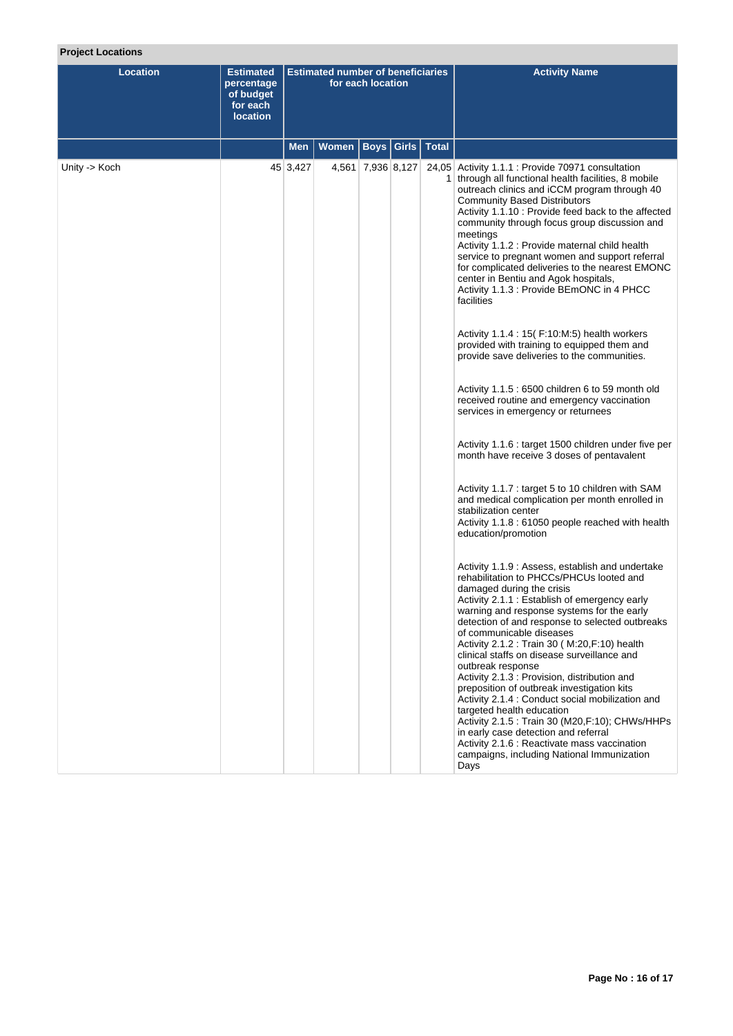**Project Locations**

| Location | Estimated percentage of budget for each location | Estimated number of beneficiaries for each location | | | | | Activity Name |
|---|---|---|---|---|---|---|---|
| | | Men | Women | Boys | Girls | Total | |
| Unity -> Koch | 45 | 3,427 | 4,561 | 7,936 | 8,127 | 24,051 | Activity 1.1.1 : Provide 70971 consultation through all functional health facilities, 8 mobile outreach clinics and iCCM program through 40 Community Based Distributors<br>Activity 1.1.10 : Provide feed back to the affected community through focus group discussion and meetings<br>Activity 1.1.2 : Provide maternal child health service to pregnant women and support referral for complicated deliveries to the nearest EMONC center in Bentiu and Agok hospitals,<br>Activity 1.1.3 : Provide BEmONC in 4 PHCC facilities<br><br>Activity 1.1.4 : 15( F:10:M:5) health workers provided with training to equipped them and provide save deliveries to the communities.<br><br>Activity 1.1.5 : 6500 children 6 to 59 month old received routine and emergency vaccination services in emergency or returnees<br><br>Activity 1.1.6 : target 1500 children under five per month have receive 3 doses of pentavalent<br><br>Activity 1.1.7 : target 5 to 10 children with SAM and medical complication per month enrolled in stabilization center<br>Activity 1.1.8 : 61050 people reached with health education/promotion<br><br>Activity 1.1.9 : Assess, establish and undertake rehabilitation to PHCCs/PHCUs looted and damaged during the crisis<br>Activity 2.1.1 : Establish of emergency early warning and response systems for the early detection of and response to selected outbreaks of communicable diseases<br>Activity 2.1.2 : Train 30 ( M:20,F:10) health clinical staffs on disease surveillance and outbreak response<br>Activity 2.1.3 : Provision, distribution and preposition of outbreak investigation kits<br>Activity 2.1.4 : Conduct social mobilization and targeted health education<br>Activity 2.1.5 : Train 30 (M20,F:10); CHWs/HHPs in early case detection and referral<br>Activity 2.1.6 : Reactivate mass vaccination campaigns, including National Immunization Days |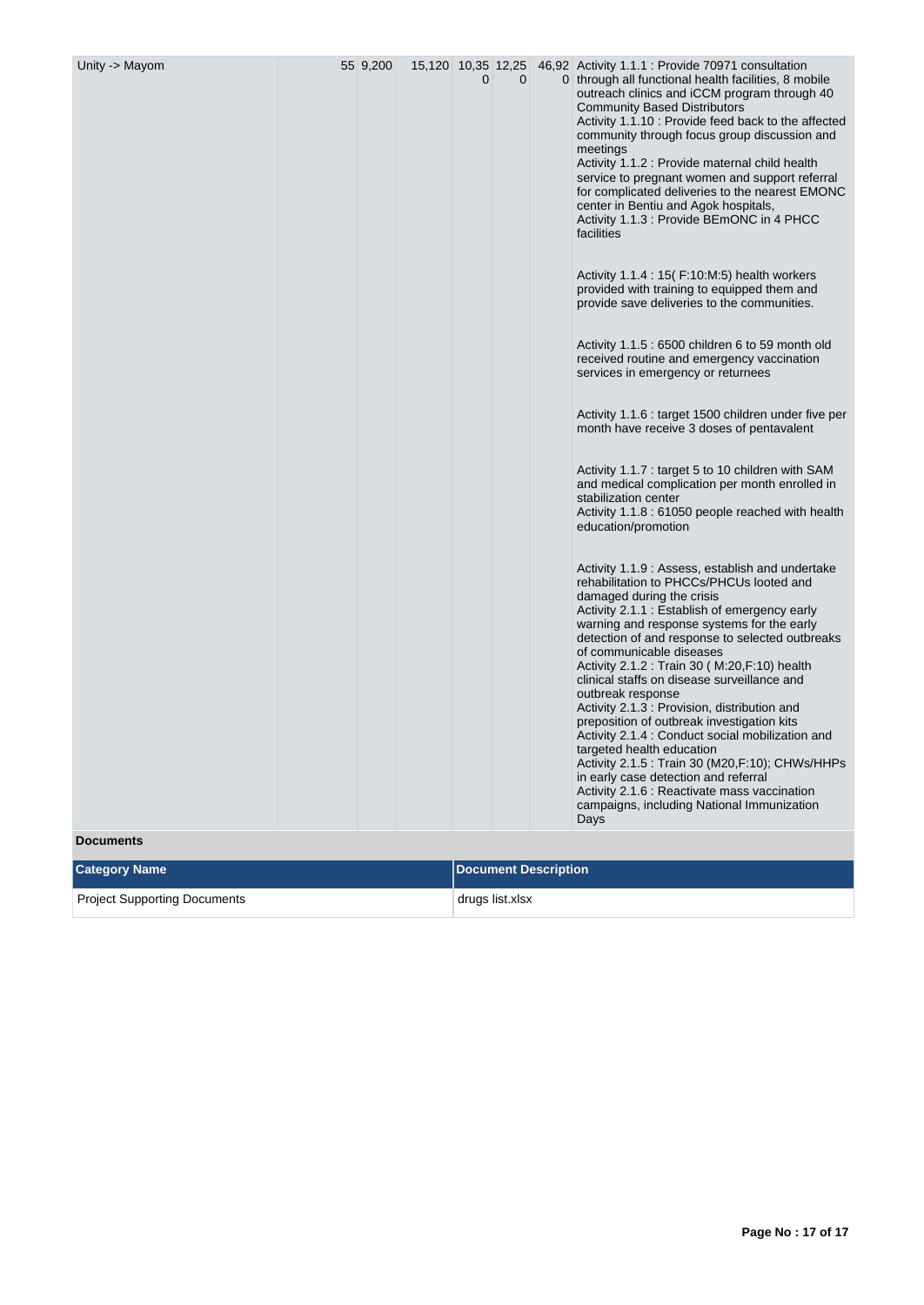| | | | | | | | |
|---|---|---|---|---|---|---|---|
| Unity -> Mayom | | 55 | 9,200 | 15,120 | 10,350 | 12,250 | 46,920 | Activity 1.1.1 : Provide 70971 consultation through all functional health facilities, 8 mobile outreach clinics and iCCM program through 40 Community Based Distributors<br>Activity 1.1.10 : Provide feed back to the affected community through focus group discussion and meetings<br>Activity 1.1.2 : Provide maternal child health service to pregnant women and support referral for complicated deliveries to the nearest EMONC center in Bentiu and Agok hospitals,<br>Activity 1.1.3 : Provide BEmONC in 4 PHCC facilities<br><br>Activity 1.1.4 : 15( F:10:M:5) health workers provided with training to equipped them and provide save deliveries to the communities.<br><br>Activity 1.1.5 : 6500 children 6 to 59 month old received routine and emergency vaccination services in emergency or returnees<br><br>Activity 1.1.6 : target 1500 children under five per month have receive 3 doses of pentavalent<br><br>Activity 1.1.7 : target 5 to 10 children with SAM and medical complication per month enrolled in stabilization center<br>Activity 1.1.8 : 61050 people reached with health education/promotion<br><br>Activity 1.1.9 : Assess, establish and undertake rehabilitation to PHCCs/PHCUs looted and damaged during the crisis<br>Activity 2.1.1 : Establish of emergency early warning and response systems for the early detection of and response to selected outbreaks of communicable diseases<br>Activity 2.1.2 : Train 30 ( M:20,F:10) health clinical staffs on disease surveillance and outbreak response<br>Activity 2.1.3 : Provision, distribution and preposition of outbreak investigation kits<br>Activity 2.1.4 : Conduct social mobilization and targeted health education<br>Activity 2.1.5 : Train 30 (M20,F:10); CHWs/HHPs in early case detection and referral<br>Activity 2.1.6 : Reactivate mass vaccination campaigns, including National Immunization Days |

**Documents**

| Category Name | Document Description |
|---|---|
| Project Supporting Documents | drugs list.xlsx |